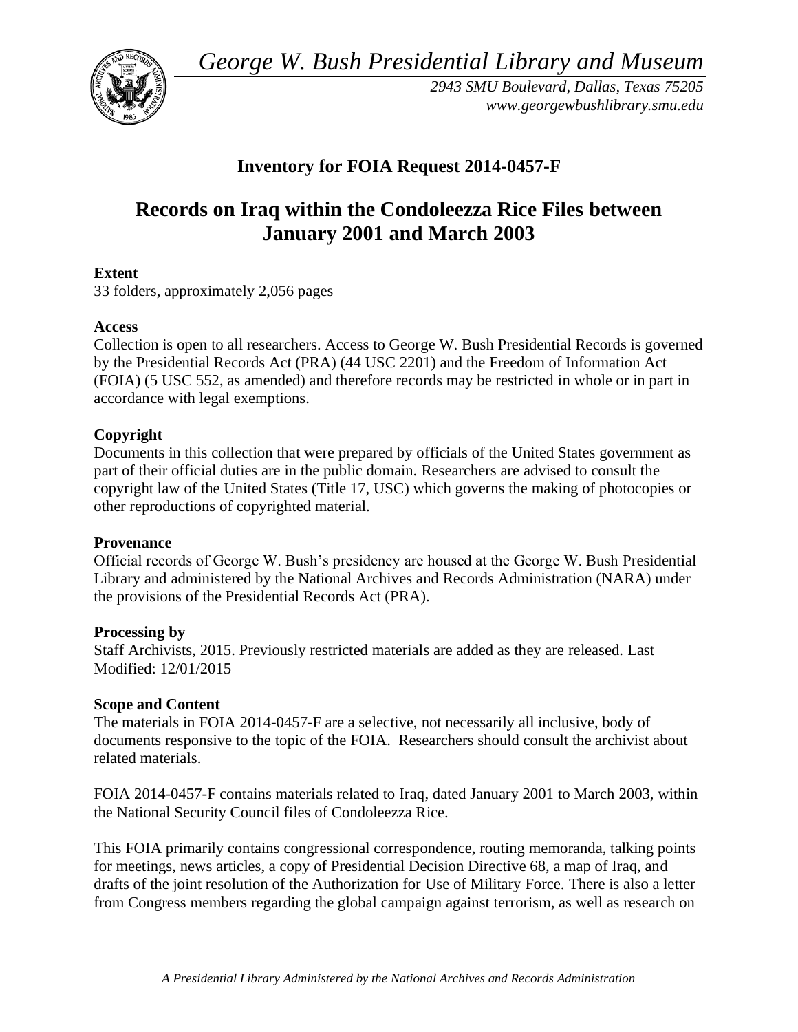*George W. Bush Presidential Library and Museum*

*2943 SMU Boulevard, Dallas, Texas 75205*
*www.georgewbushlibrary.smu.edu*

# Inventory for FOIA Request 2014-0457-F

## Records on Iraq within the Condoleezza Rice Files between January 2001 and March 2003

**Extent**
33 folders, approximately 2,056 pages

**Access**
Collection is open to all researchers. Access to George W. Bush Presidential Records is governed by the Presidential Records Act (PRA) (44 USC 2201) and the Freedom of Information Act (FOIA) (5 USC 552, as amended) and therefore records may be restricted in whole or in part in accordance with legal exemptions.

**Copyright**
Documents in this collection that were prepared by officials of the United States government as part of their official duties are in the public domain. Researchers are advised to consult the copyright law of the United States (Title 17, USC) which governs the making of photocopies or other reproductions of copyrighted material.

**Provenance**
Official records of George W. Bush's presidency are housed at the George W. Bush Presidential Library and administered by the National Archives and Records Administration (NARA) under the provisions of the Presidential Records Act (PRA).

**Processing by**
Staff Archivists, 2015. Previously restricted materials are added as they are released. Last Modified: 12/01/2015

**Scope and Content**
The materials in FOIA 2014-0457-F are a selective, not necessarily all inclusive, body of documents responsive to the topic of the FOIA. Researchers should consult the archivist about related materials.

FOIA 2014-0457-F contains materials related to Iraq, dated January 2001 to March 2003, within the National Security Council files of Condoleezza Rice.

This FOIA primarily contains congressional correspondence, routing memoranda, talking points for meetings, news articles, a copy of Presidential Decision Directive 68, a map of Iraq, and drafts of the joint resolution of the Authorization for Use of Military Force. There is also a letter from Congress members regarding the global campaign against terrorism, as well as research on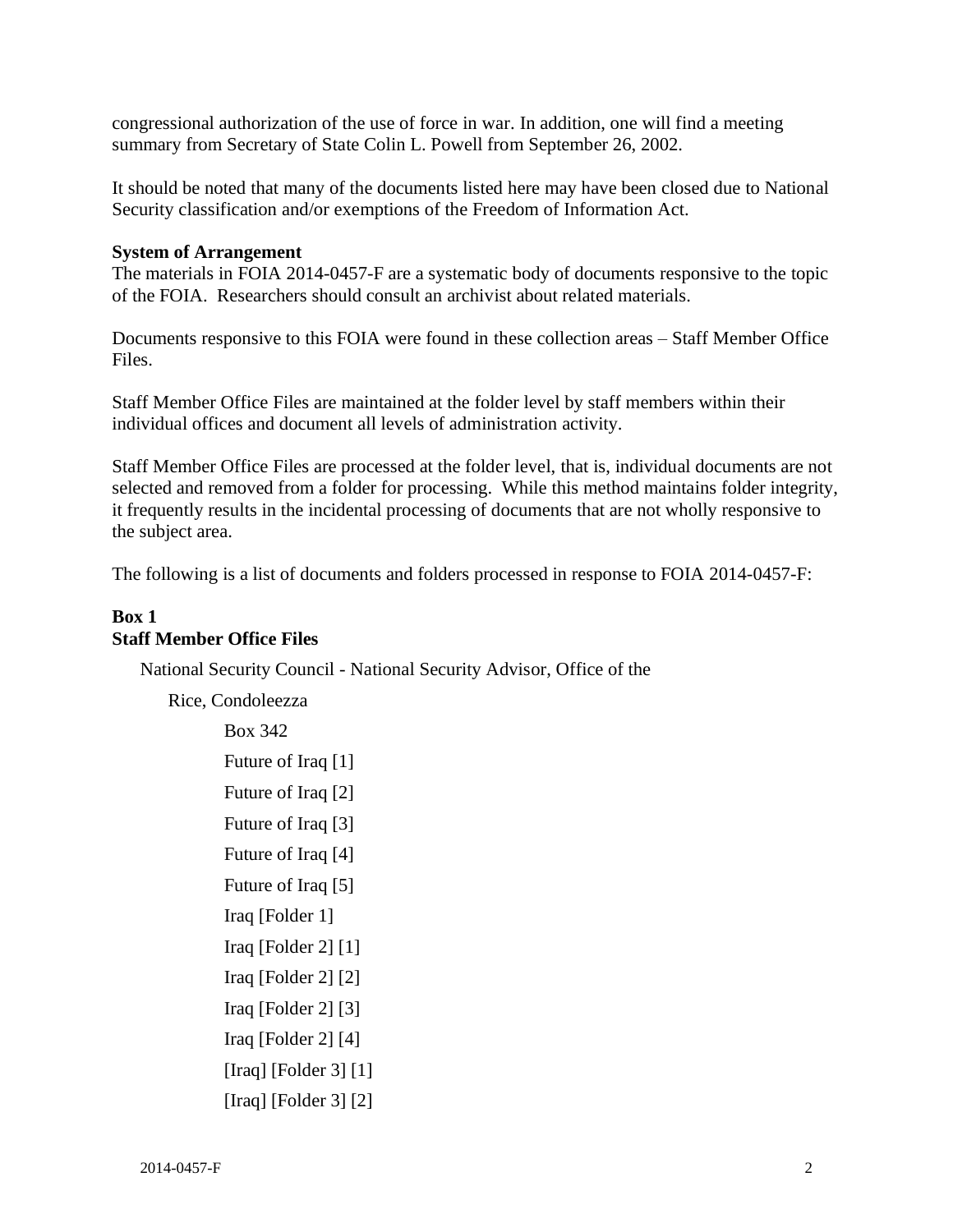congressional authorization of the use of force in war. In addition, one will find a meeting summary from Secretary of State Colin L. Powell from September 26, 2002.

It should be noted that many of the documents listed here may have been closed due to National Security classification and/or exemptions of the Freedom of Information Act.

**System of Arrangement**
The materials in FOIA 2014-0457-F are a systematic body of documents responsive to the topic of the FOIA. Researchers should consult an archivist about related materials.

Documents responsive to this FOIA were found in these collection areas – Staff Member Office Files.

Staff Member Office Files are maintained at the folder level by staff members within their individual offices and document all levels of administration activity.

Staff Member Office Files are processed at the folder level, that is, individual documents are not selected and removed from a folder for processing. While this method maintains folder integrity, it frequently results in the incidental processing of documents that are not wholly responsive to the subject area.

The following is a list of documents and folders processed in response to FOIA 2014-0457-F:

**Box 1**
**Staff Member Office Files**

National Security Council - National Security Advisor, Office of the

Rice, Condoleezza

Box 342

Future of Iraq [1]

Future of Iraq [2]

Future of Iraq [3]

Future of Iraq [4]

Future of Iraq [5]

Iraq [Folder 1]

Iraq [Folder 2] [1]

Iraq [Folder 2] [2]

Iraq [Folder 2] [3]

Iraq [Folder 2] [4]

[Iraq] [Folder 3] [1]

[Iraq] [Folder 3] [2]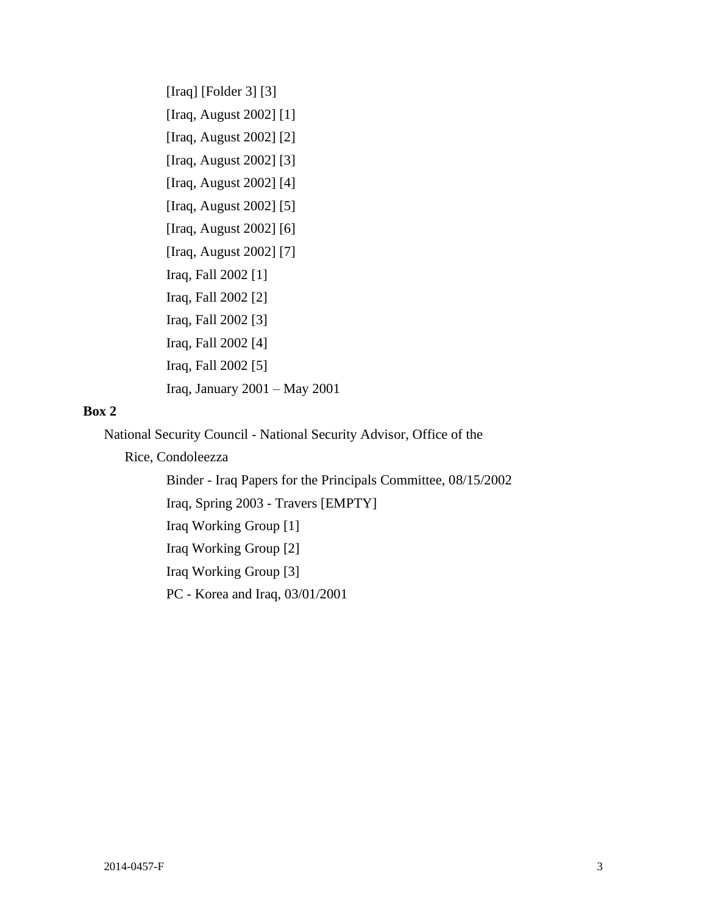[Iraq] [Folder 3] [3]

[Iraq, August 2002] [1]

[Iraq, August 2002] [2]

[Iraq, August 2002] [3]

[Iraq, August 2002] [4]

[Iraq, August 2002] [5]

[Iraq, August 2002] [6]

[Iraq, August 2002] [7]

Iraq, Fall 2002 [1]

Iraq, Fall 2002 [2]

Iraq, Fall 2002 [3]

Iraq, Fall 2002 [4]

Iraq, Fall 2002 [5]

Iraq, January 2001 – May 2001

**Box 2**

National Security Council - National Security Advisor, Office of the

Rice, Condoleezza

Binder - Iraq Papers for the Principals Committee, 08/15/2002

Iraq, Spring 2003 - Travers [EMPTY]

Iraq Working Group [1]

Iraq Working Group [2]

Iraq Working Group [3]

PC - Korea and Iraq, 03/01/2001

2014-0457-F